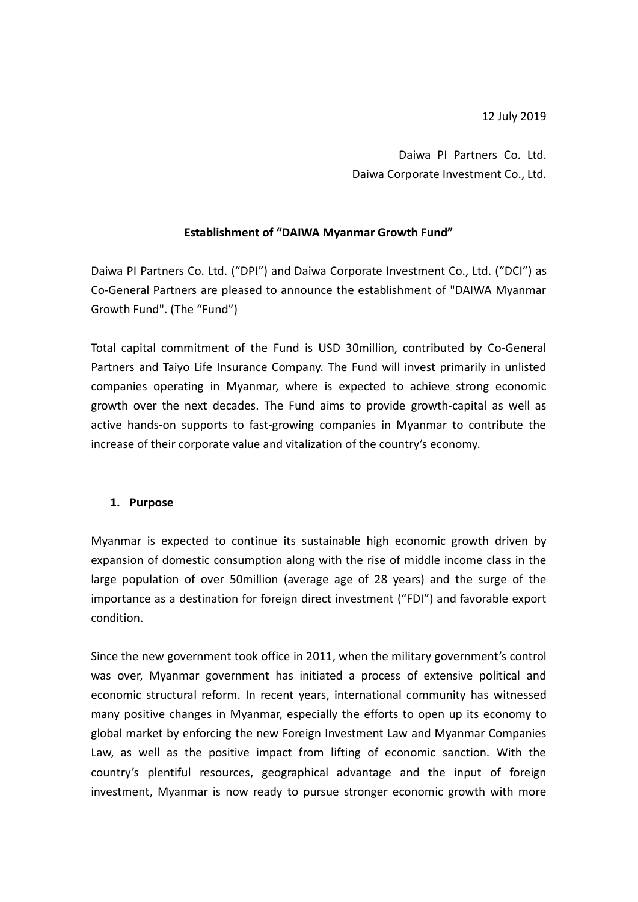12 July 2019

Daiwa PI Partners Co. Ltd.
Daiwa Corporate Investment Co., Ltd.

**Establishment of "DAIWA Myanmar Growth Fund"**

Daiwa PI Partners Co. Ltd. ("DPI") and Daiwa Corporate Investment Co., Ltd. ("DCI") as Co-General Partners are pleased to announce the establishment of "DAIWA Myanmar Growth Fund". (The "Fund")

Total capital commitment of the Fund is USD 30million, contributed by Co-General Partners and Taiyo Life Insurance Company. The Fund will invest primarily in unlisted companies operating in Myanmar, where is expected to achieve strong economic growth over the next decades. The Fund aims to provide growth-capital as well as active hands-on supports to fast-growing companies in Myanmar to contribute the increase of their corporate value and vitalization of the country's economy.

## 1. Purpose

Myanmar is expected to continue its sustainable high economic growth driven by expansion of domestic consumption along with the rise of middle income class in the large population of over 50million (average age of 28 years) and the surge of the importance as a destination for foreign direct investment ("FDI") and favorable export condition.

Since the new government took office in 2011, when the military government's control was over, Myanmar government has initiated a process of extensive political and economic structural reform. In recent years, international community has witnessed many positive changes in Myanmar, especially the efforts to open up its economy to global market by enforcing the new Foreign Investment Law and Myanmar Companies Law, as well as the positive impact from lifting of economic sanction. With the country's plentiful resources, geographical advantage and the input of foreign investment, Myanmar is now ready to pursue stronger economic growth with more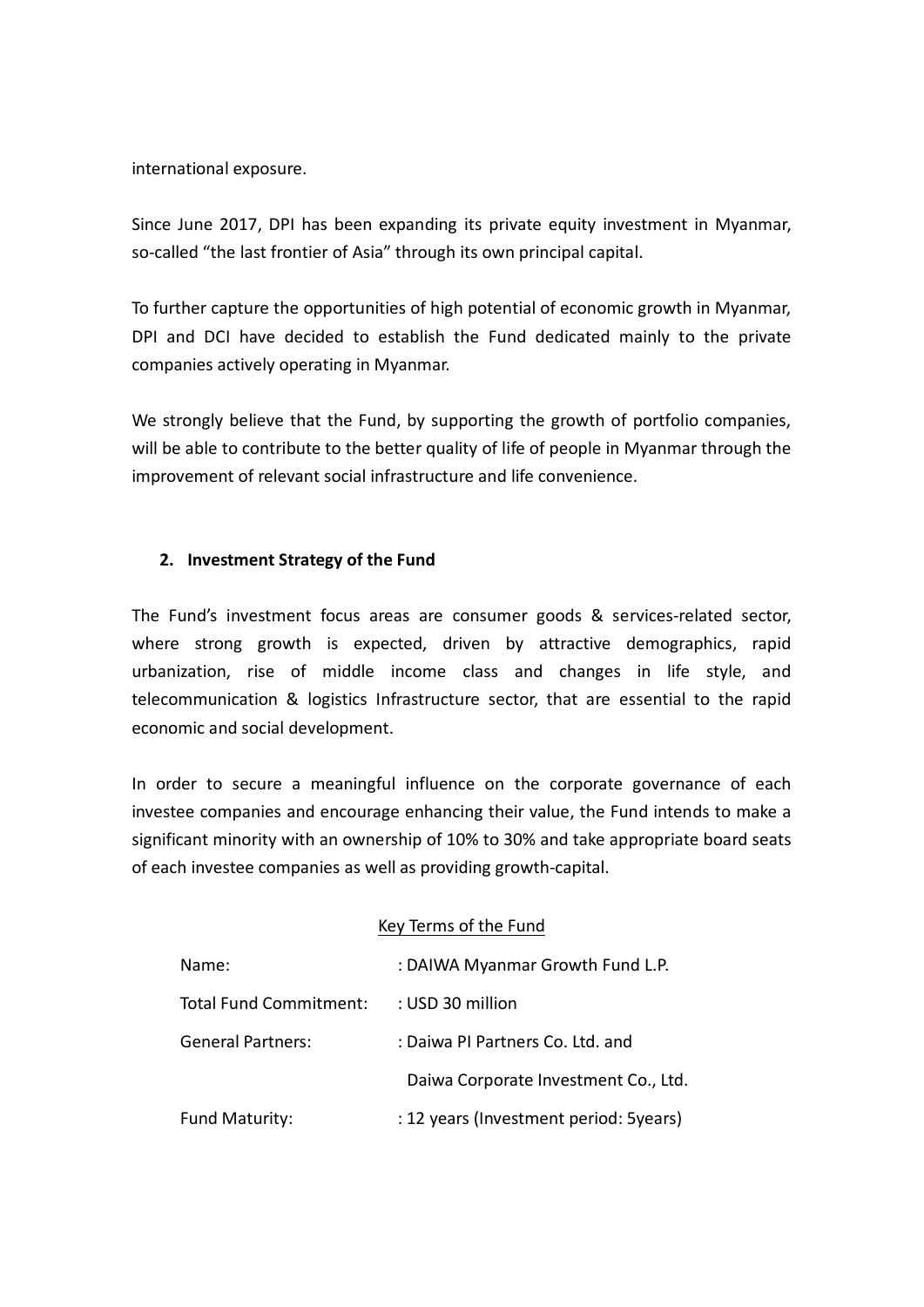international exposure.

Since June 2017, DPI has been expanding its private equity investment in Myanmar, so-called "the last frontier of Asia" through its own principal capital.

To further capture the opportunities of high potential of economic growth in Myanmar, DPI and DCI have decided to establish the Fund dedicated mainly to the private companies actively operating in Myanmar.

We strongly believe that the Fund, by supporting the growth of portfolio companies, will be able to contribute to the better quality of life of people in Myanmar through the improvement of relevant social infrastructure and life convenience.

## 2. Investment Strategy of the Fund

The Fund's investment focus areas are consumer goods & services-related sector, where strong growth is expected, driven by attractive demographics, rapid urbanization, rise of middle income class and changes in life style, and telecommunication & logistics Infrastructure sector, that are essential to the rapid economic and social development.

In order to secure a meaningful influence on the corporate governance of each investee companies and encourage enhancing their value, the Fund intends to make a significant minority with an ownership of 10% to 30% and take appropriate board seats of each investee companies as well as providing growth-capital.

Key Terms of the Fund

| | |
|---|---|
| Name: | : DAIWA Myanmar Growth Fund L.P. |
| Total Fund Commitment: | : USD 30 million |
| General Partners: | : Daiwa PI Partners Co. Ltd. and Daiwa Corporate Investment Co., Ltd. |
| Fund Maturity: | : 12 years (Investment period: 5years) |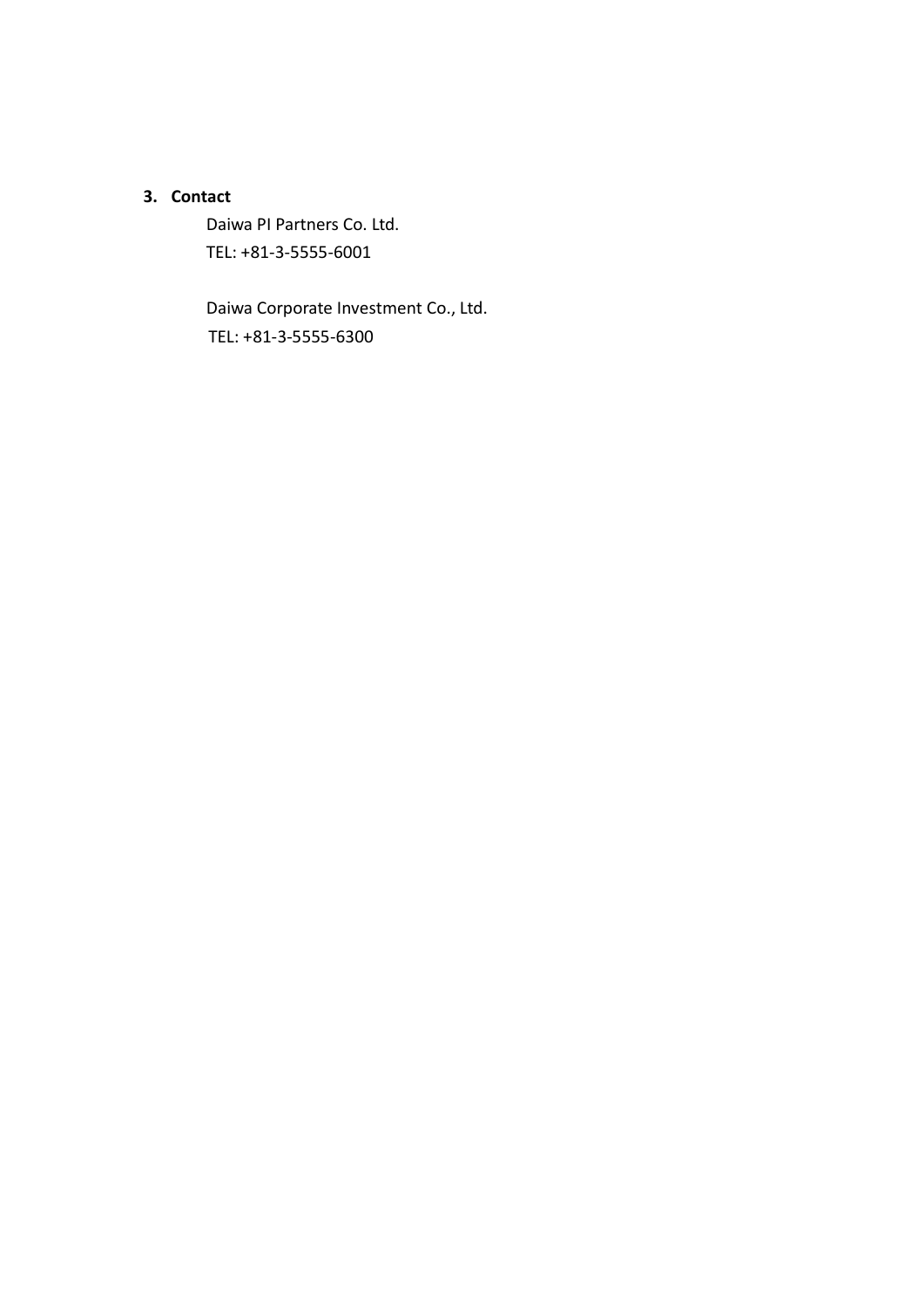## 3. Contact

Daiwa PI Partners Co. Ltd.
TEL: +81-3-5555-6001

Daiwa Corporate Investment Co., Ltd.
TEL: +81-3-5555-6300